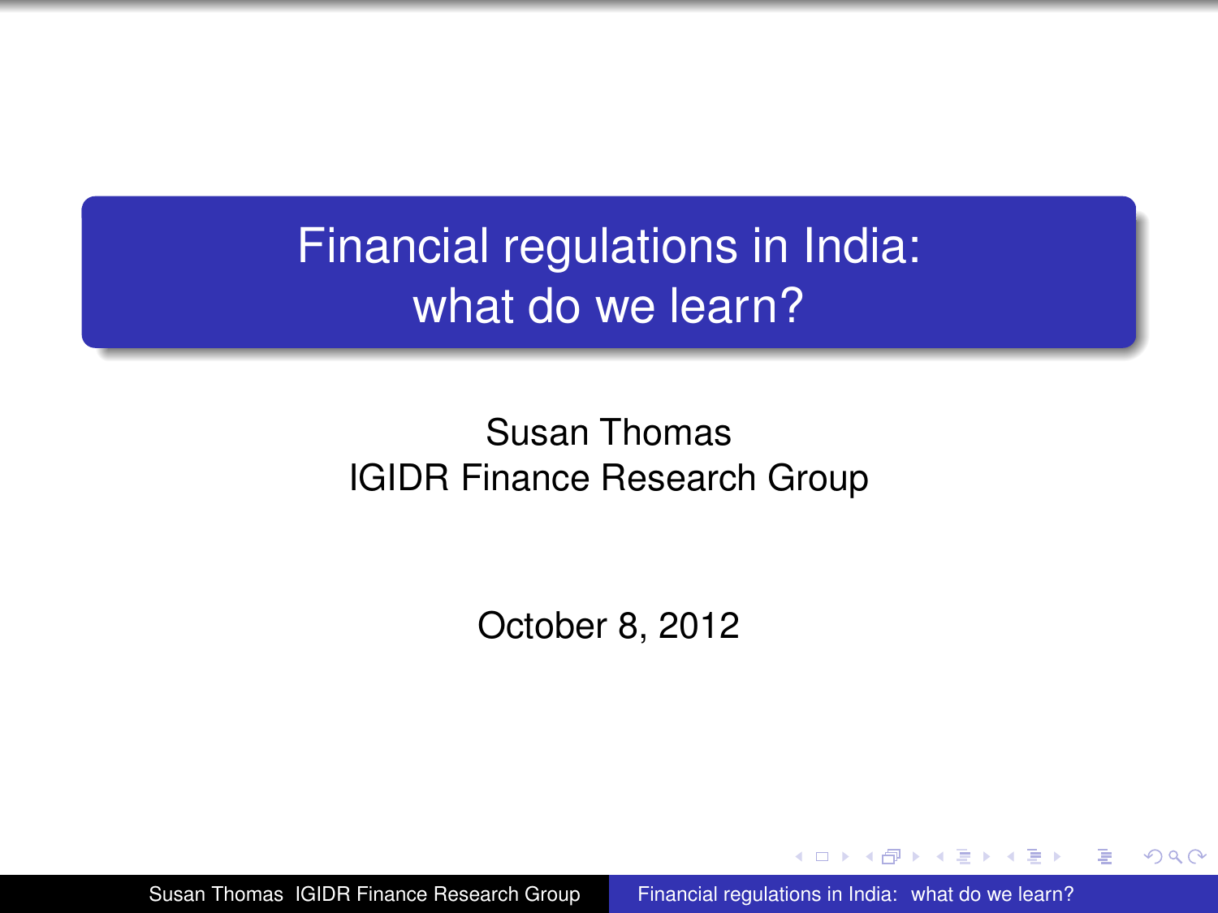# Financial regulations in India: what do we learn?

Susan Thomas
IGIDR Finance Research Group

October 8, 2012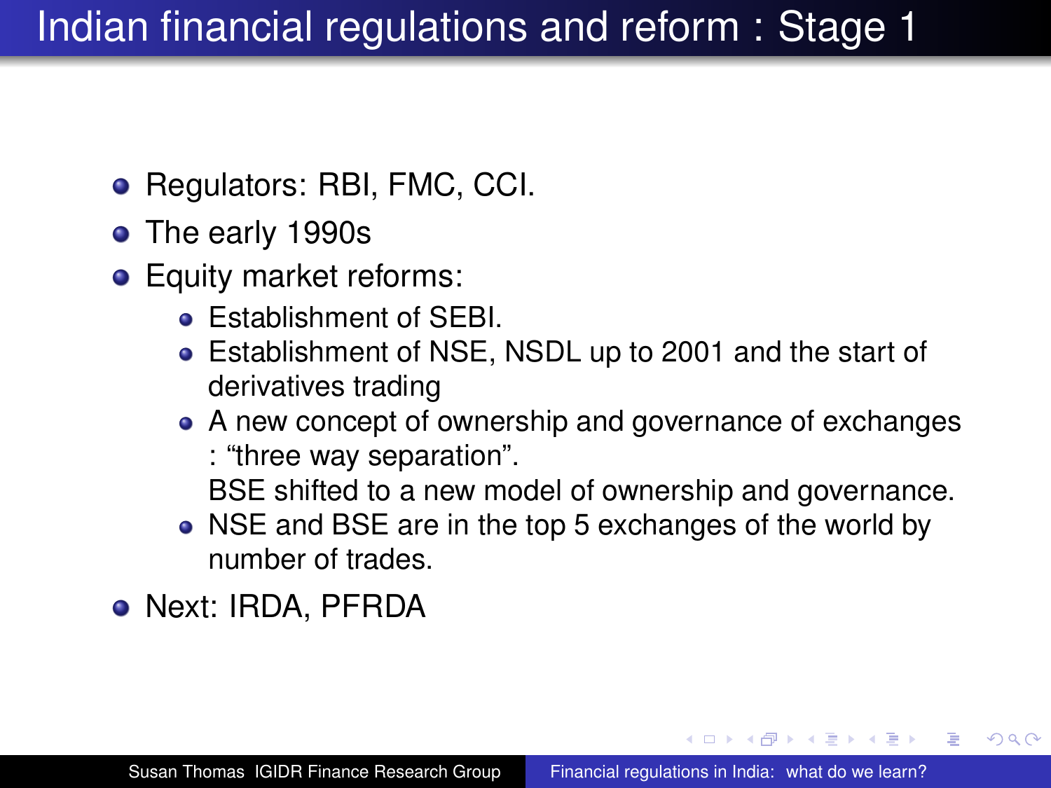# Indian financial regulations and reform : Stage 1

- Regulators: RBI, FMC, CCI.
- The early 1990s
- Equity market reforms:
  - Establishment of SEBI.
  - Establishment of NSE, NSDL up to 2001 and the start of derivatives trading
  - A new concept of ownership and governance of exchanges : “three way separation”.
    BSE shifted to a new model of ownership and governance.
  - NSE and BSE are in the top 5 exchanges of the world by number of trades.
- Next: IRDA, PFRDA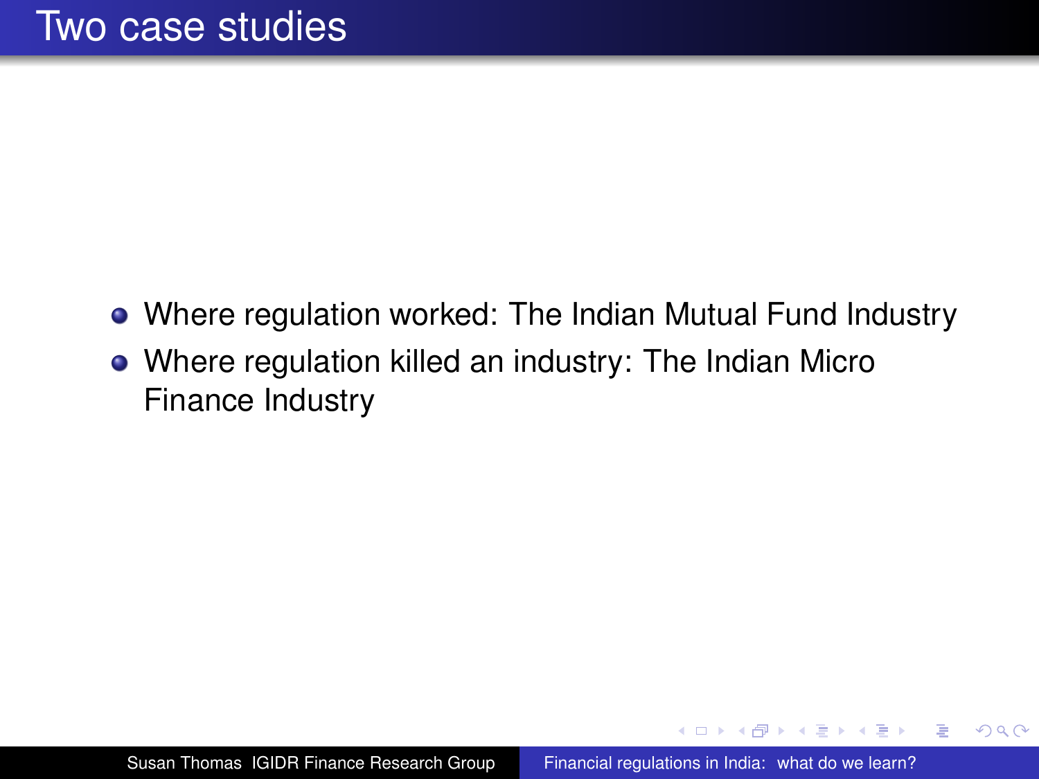# Two case studies

- Where regulation worked: The Indian Mutual Fund Industry
- Where regulation killed an industry: The Indian Micro Finance Industry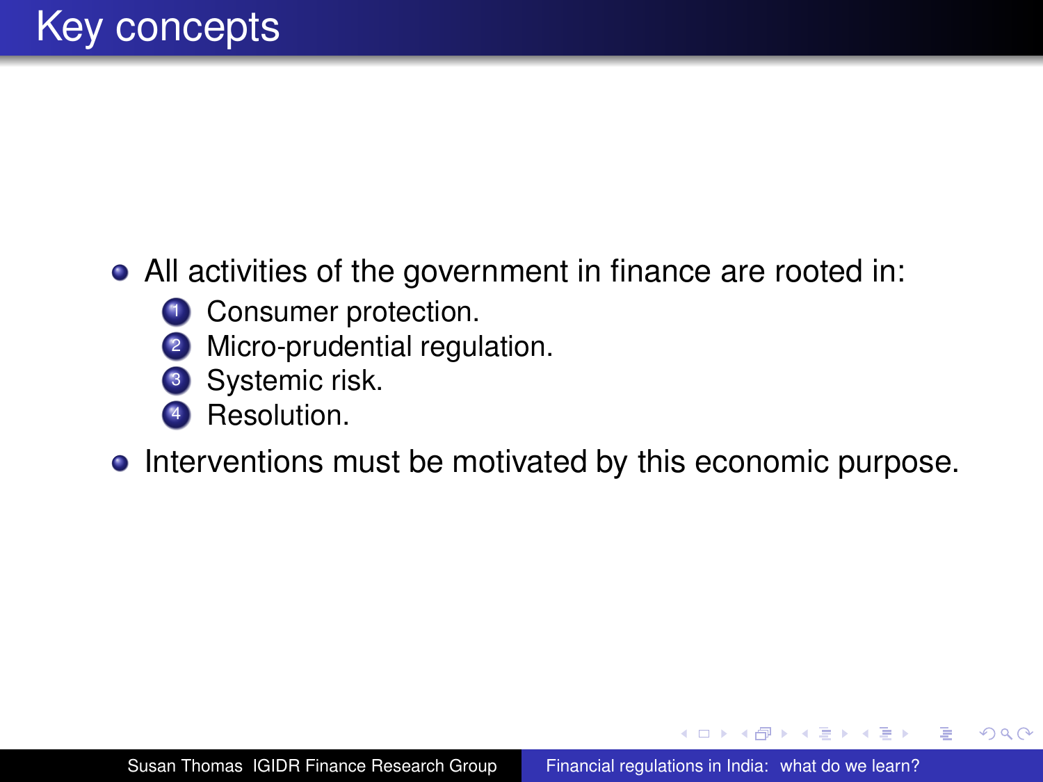# Key concepts

- All activities of the government in finance are rooted in:
  1. Consumer protection.
  2. Micro-prudential regulation.
  3. Systemic risk.
  4. Resolution.
- Interventions must be motivated by this economic purpose.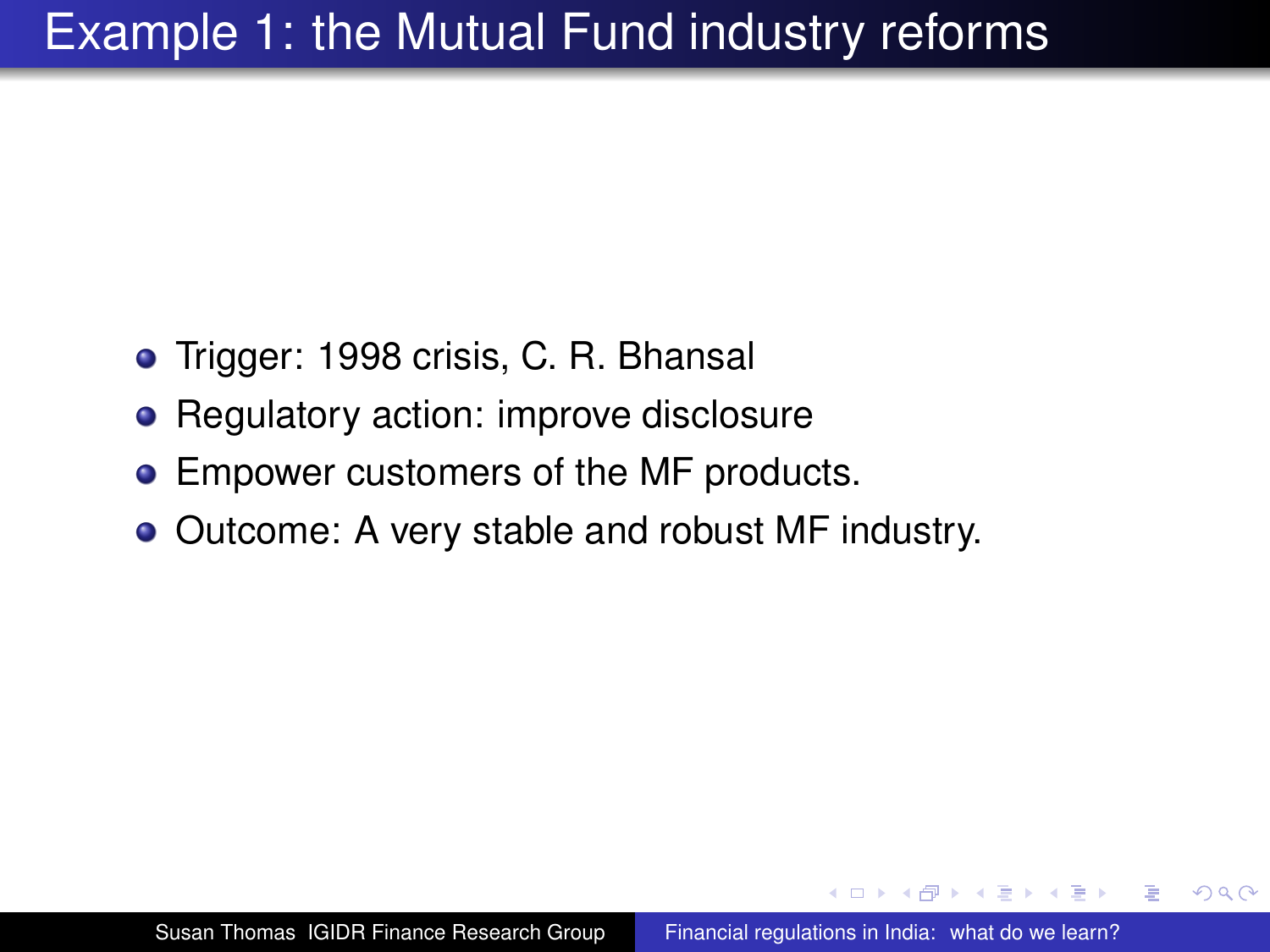# Example 1: the Mutual Fund industry reforms

- Trigger: 1998 crisis, C. R. Bhansal
- Regulatory action: improve disclosure
- Empower customers of the MF products.
- Outcome: A very stable and robust MF industry.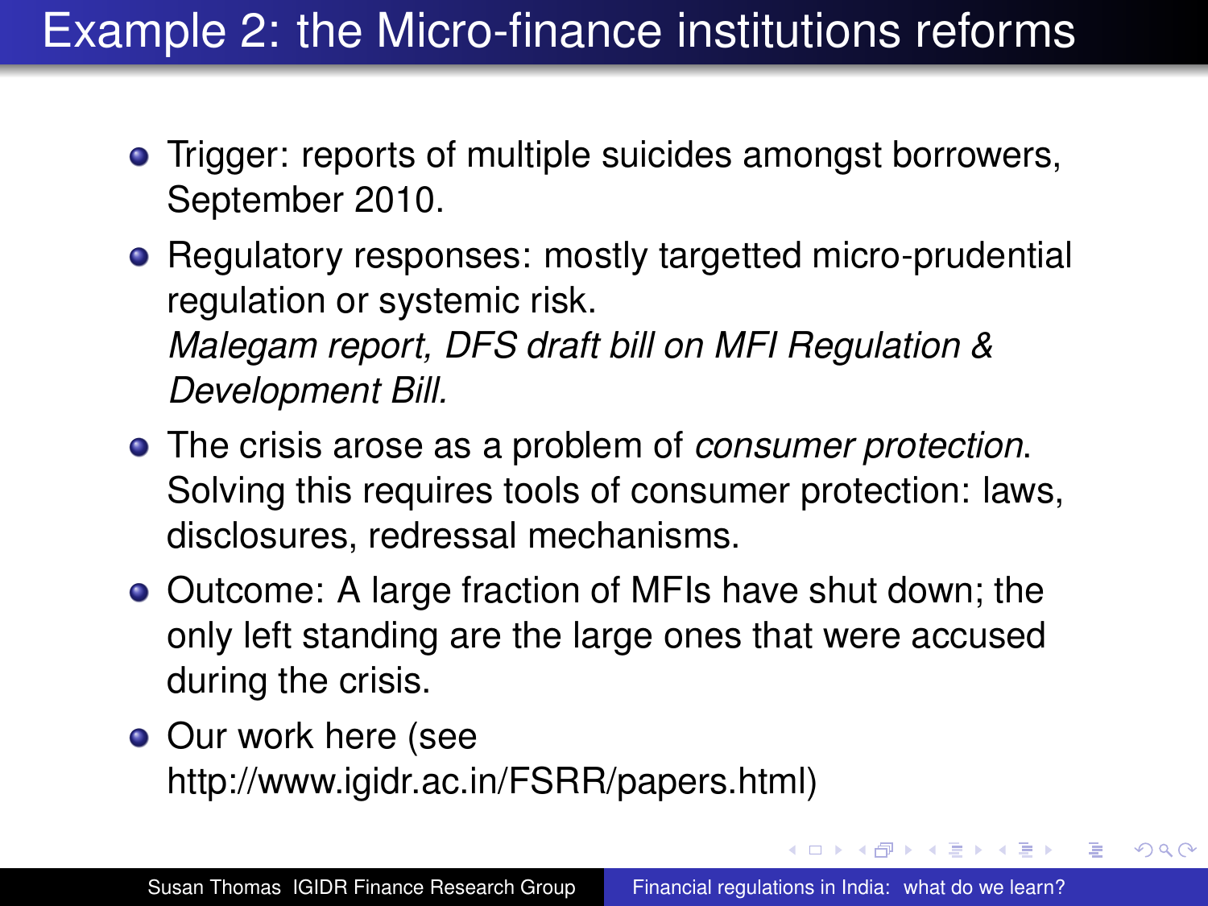# Example 2: the Micro-finance institutions reforms

- Trigger: reports of multiple suicides amongst borrowers, September 2010.
- Regulatory responses: mostly targetted micro-prudential regulation or systemic risk.
  *Malegam report, DFS draft bill on MFI Regulation & Development Bill.*
- The crisis arose as a problem of *consumer protection*. Solving this requires tools of consumer protection: laws, disclosures, redressal mechanisms.
- Outcome: A large fraction of MFIs have shut down; the only left standing are the large ones that were accused during the crisis.
- Our work here (see http://www.igidr.ac.in/FSRR/papers.html)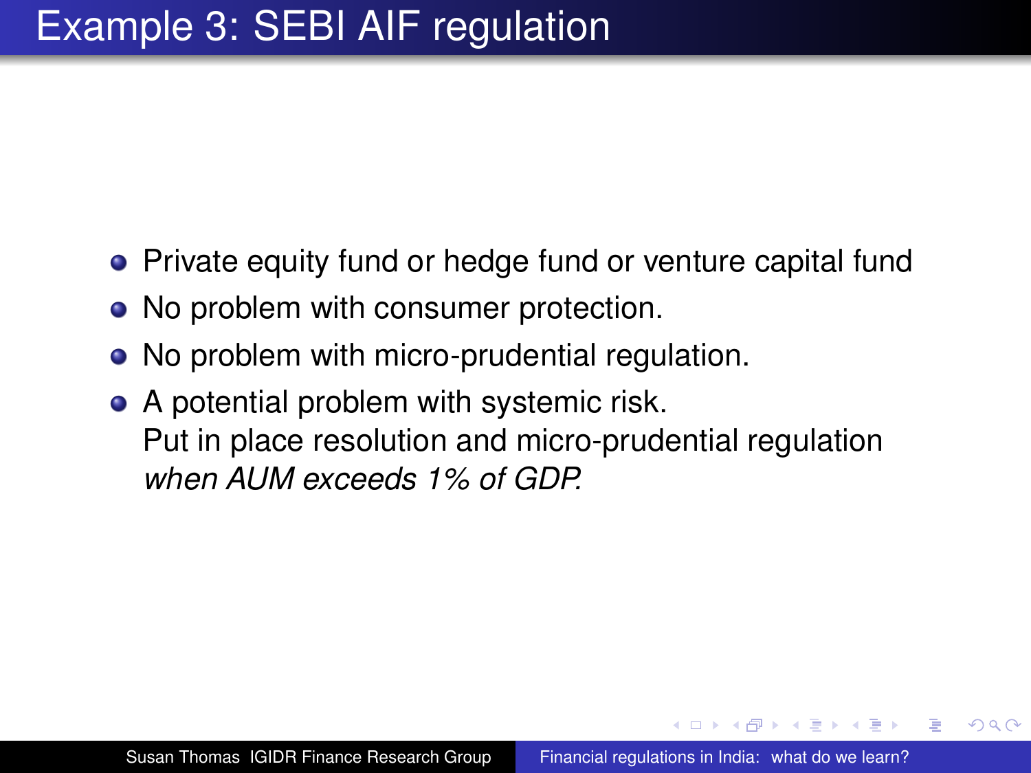# Example 3: SEBI AIF regulation

- Private equity fund or hedge fund or venture capital fund
- No problem with consumer protection.
- No problem with micro-prudential regulation.
- A potential problem with systemic risk.
  Put in place resolution and micro-prudential regulation *when AUM exceeds 1% of GDP.*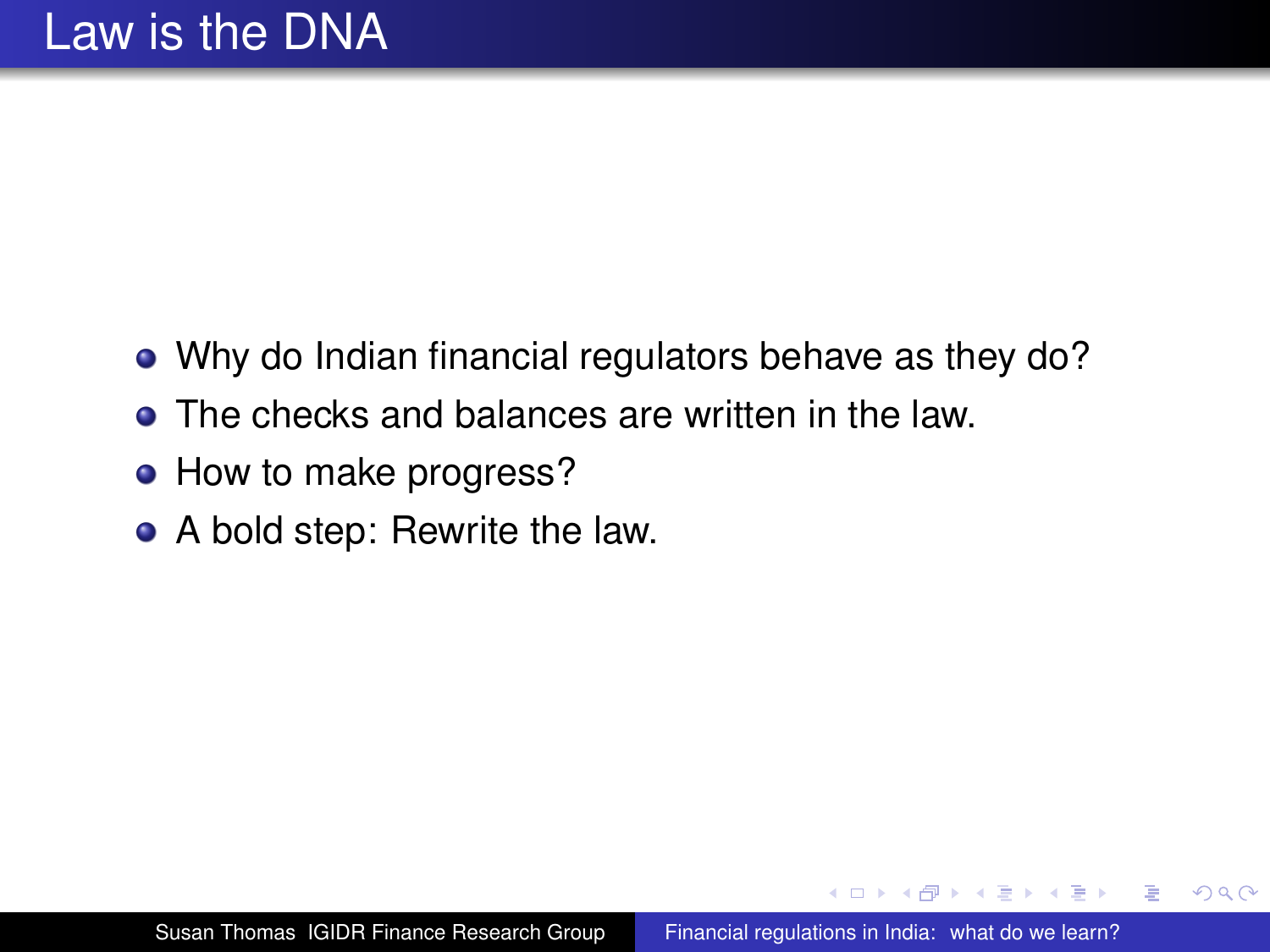# Law is the DNA

- Why do Indian financial regulators behave as they do?
- The checks and balances are written in the law.
- How to make progress?
- A bold step: Rewrite the law.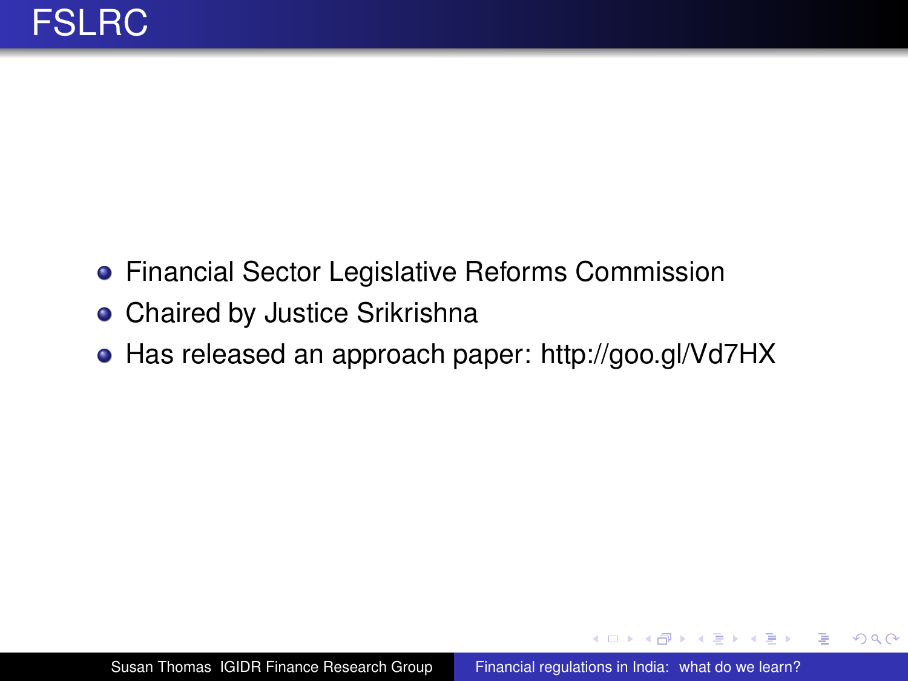# FSLRC

- Financial Sector Legislative Reforms Commission
- Chaired by Justice Srikrishna
- Has released an approach paper: http://goo.gl/Vd7HX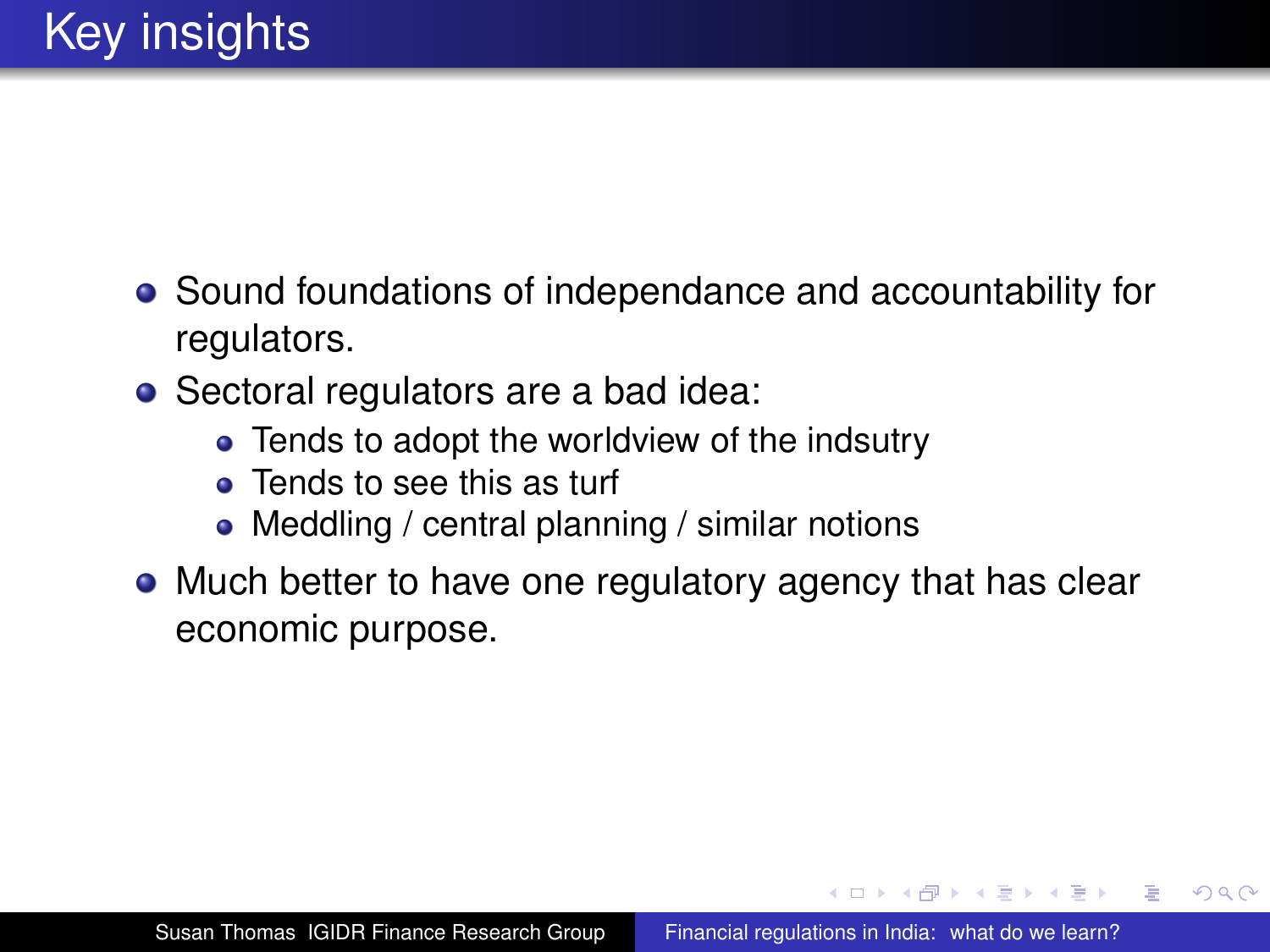# Key insights

- Sound foundations of independance and accountability for regulators.
- Sectoral regulators are a bad idea:
  - Tends to adopt the worldview of the indsutry
  - Tends to see this as turf
  - Meddling / central planning / similar notions
- Much better to have one regulatory agency that has clear economic purpose.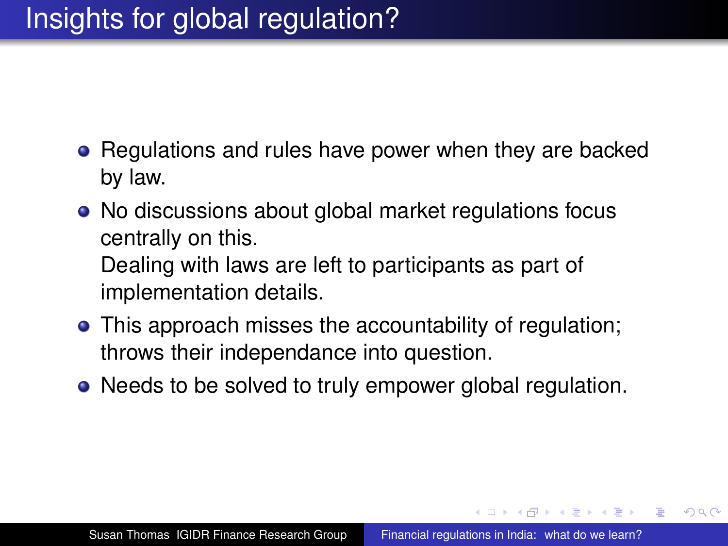# Insights for global regulation?

- Regulations and rules have power when they are backed by law.
- No discussions about global market regulations focus centrally on this.
  Dealing with laws are left to participants as part of implementation details.
- This approach misses the accountability of regulation; throws their independance into question.
- Needs to be solved to truly empower global regulation.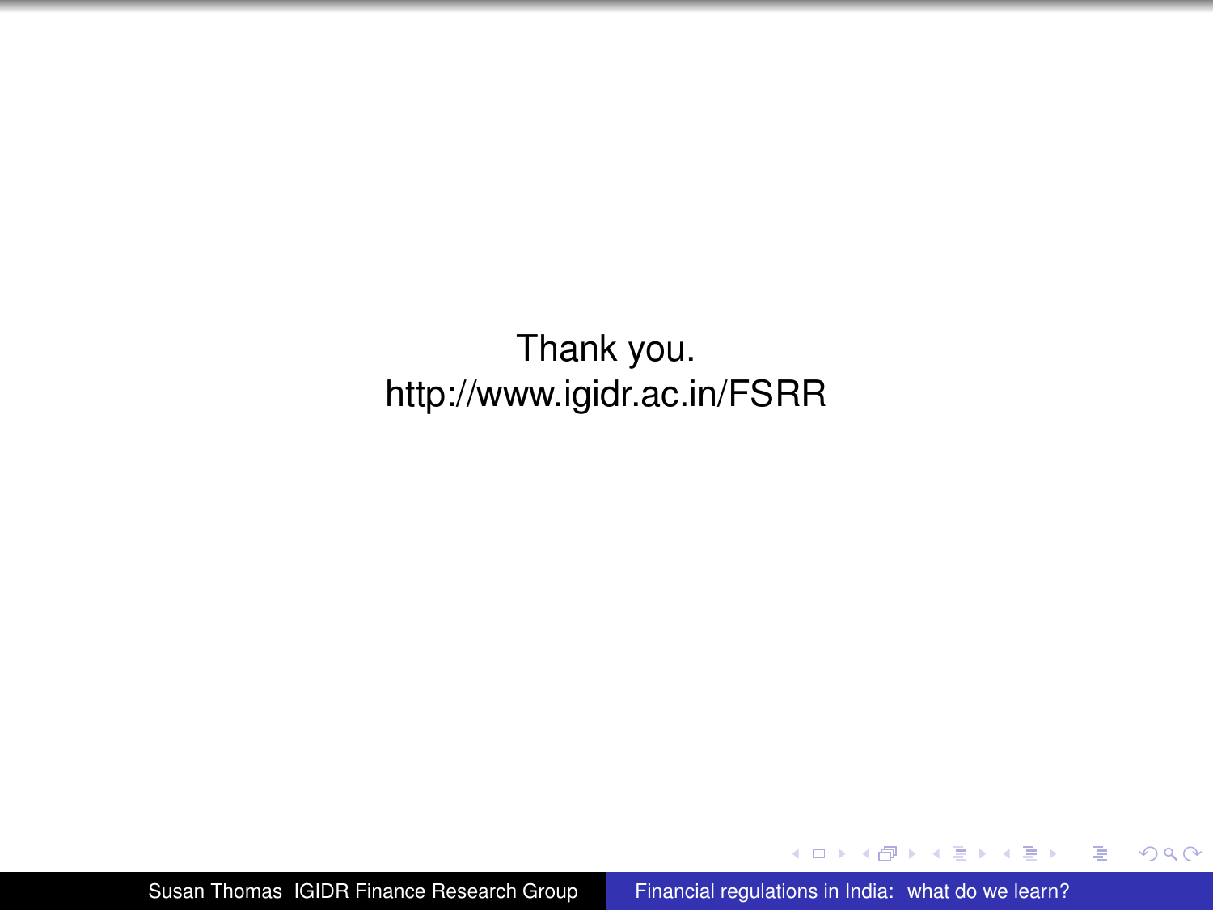Thank you.

http://www.igidr.ac.in/FSRR